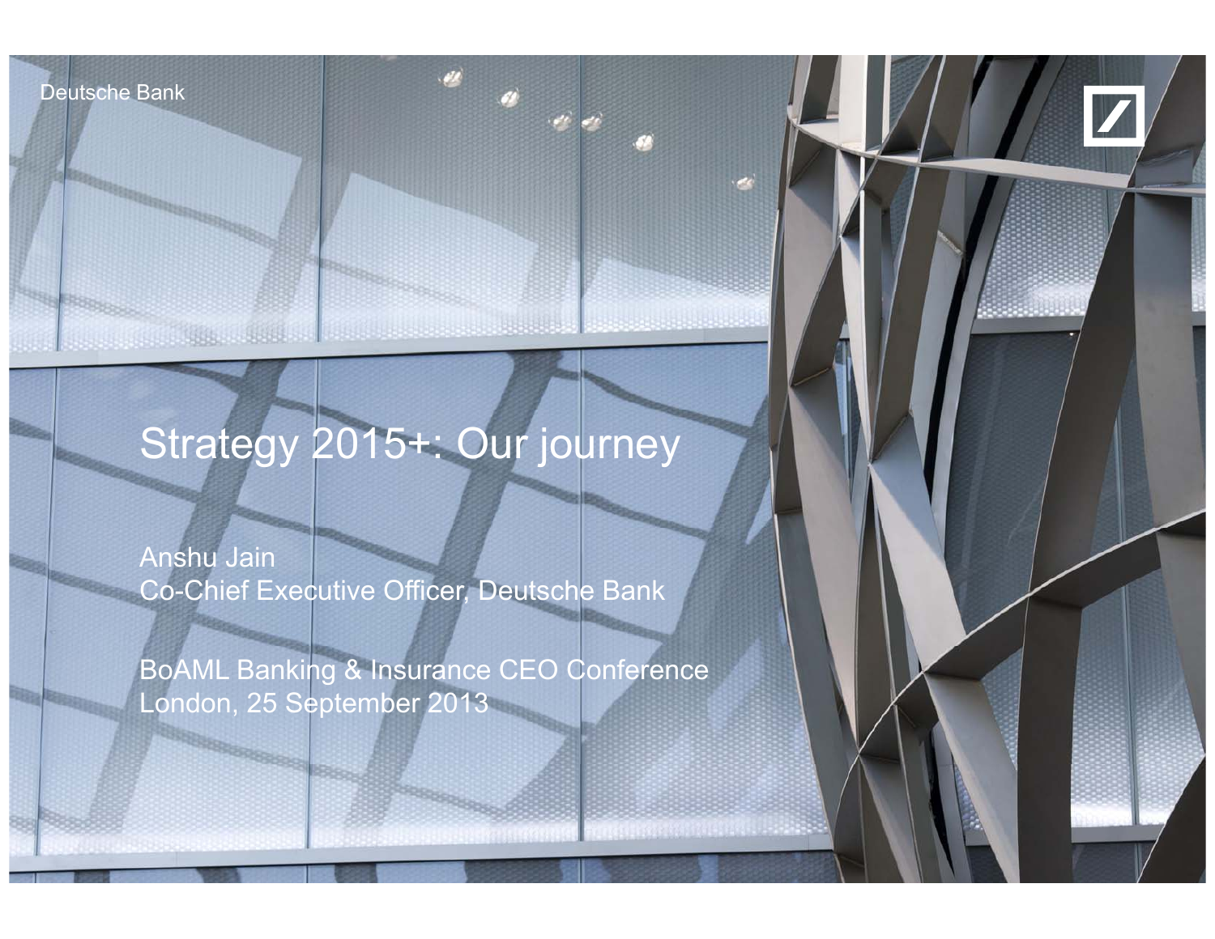Deutsche Bank

# Strategy 2015+: Our journey

Anshu Jain
Co-Chief Executive Officer, Deutsche Bank

BoAML Banking & Insurance CEO Conference
London, 25 September 2013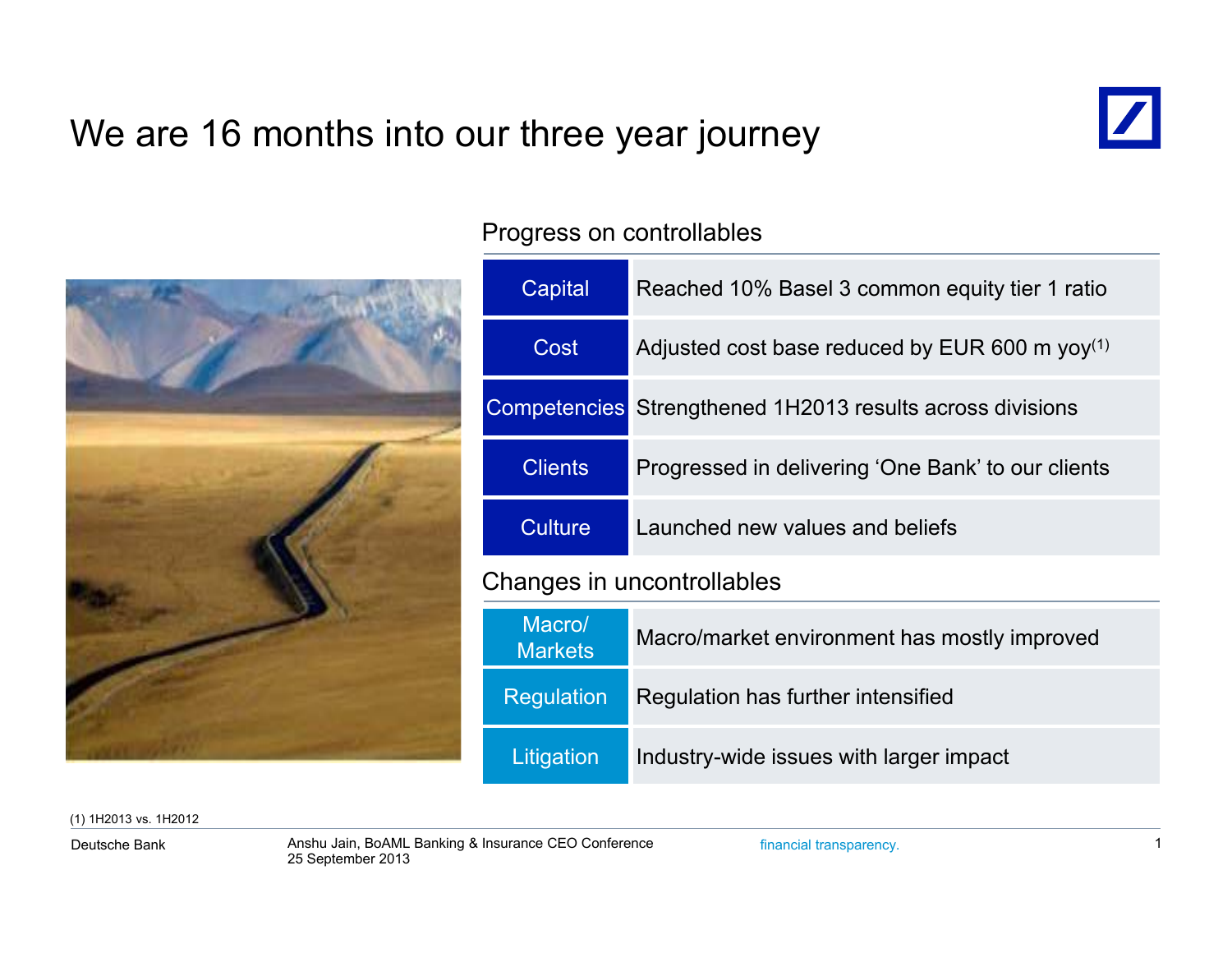# We are 16 months into our three year journey

## Progress on controllables

| | |
|---|---|
| Capital | Reached 10% Basel 3 common equity tier 1 ratio |
| Cost | Adjusted cost base reduced by EUR 600 m yoy[1] |
| Competencies | Strengthened 1H2013 results across divisions |
| Clients | Progressed in delivering 'One Bank' to our clients |
| Culture | Launched new values and beliefs |

## Changes in uncontrollables

| | |
|---|---|
| Macro/ Markets | Macro/market environment has mostly improved |
| Regulation | Regulation has further intensified |
| Litigation | Industry-wide issues with larger impact |

(1) 1H2013 vs. 1H2012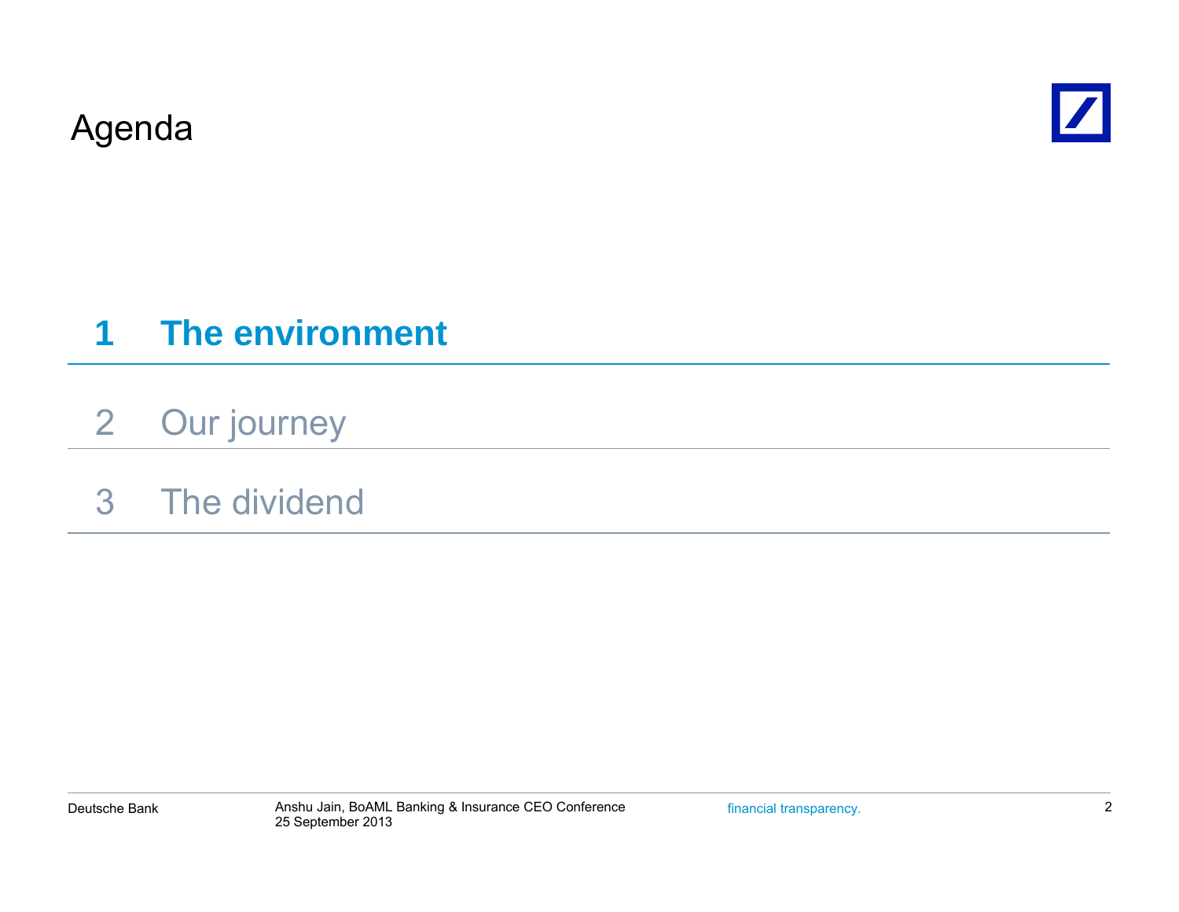# Agenda

**1 The environment**

2 Our journey

3 The dividend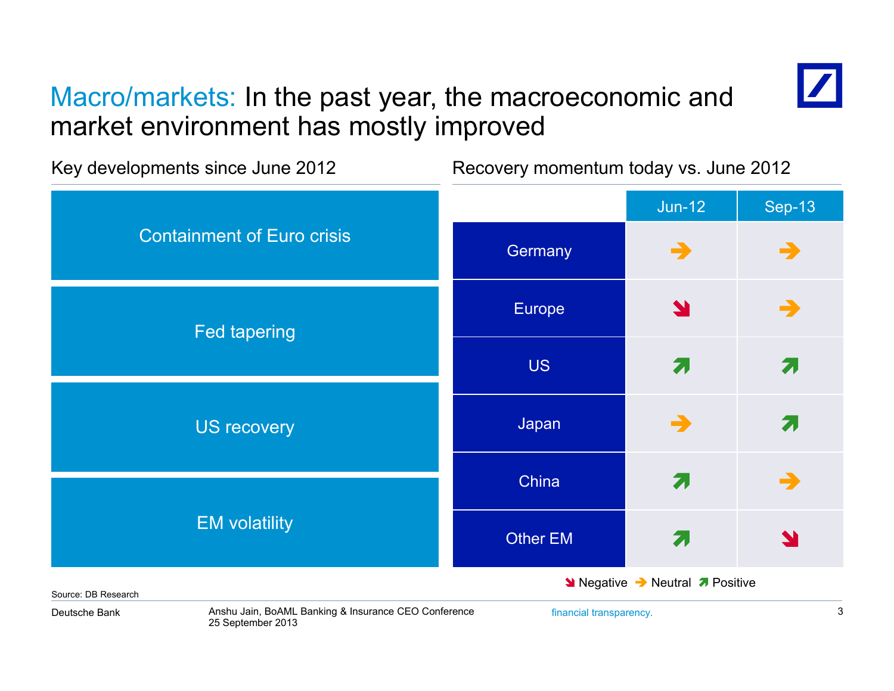# Macro/markets: In the past year, the macroeconomic and market environment has mostly improved

## Key developments since June 2012

- Containment of Euro crisis
- Fed tapering
- US recovery
- EM volatility

## Recovery momentum today vs. June 2012

| | Jun-12 | Sep-13 |
|---|---|---|
| Germany | Neutral | Neutral |
| Europe | Negative | Neutral |
| US | Positive | Positive |
| Japan | Neutral | Positive |
| China | Positive | Neutral |
| Other EM | Positive | Negative |

Negative / Neutral / Positive

Source: DB Research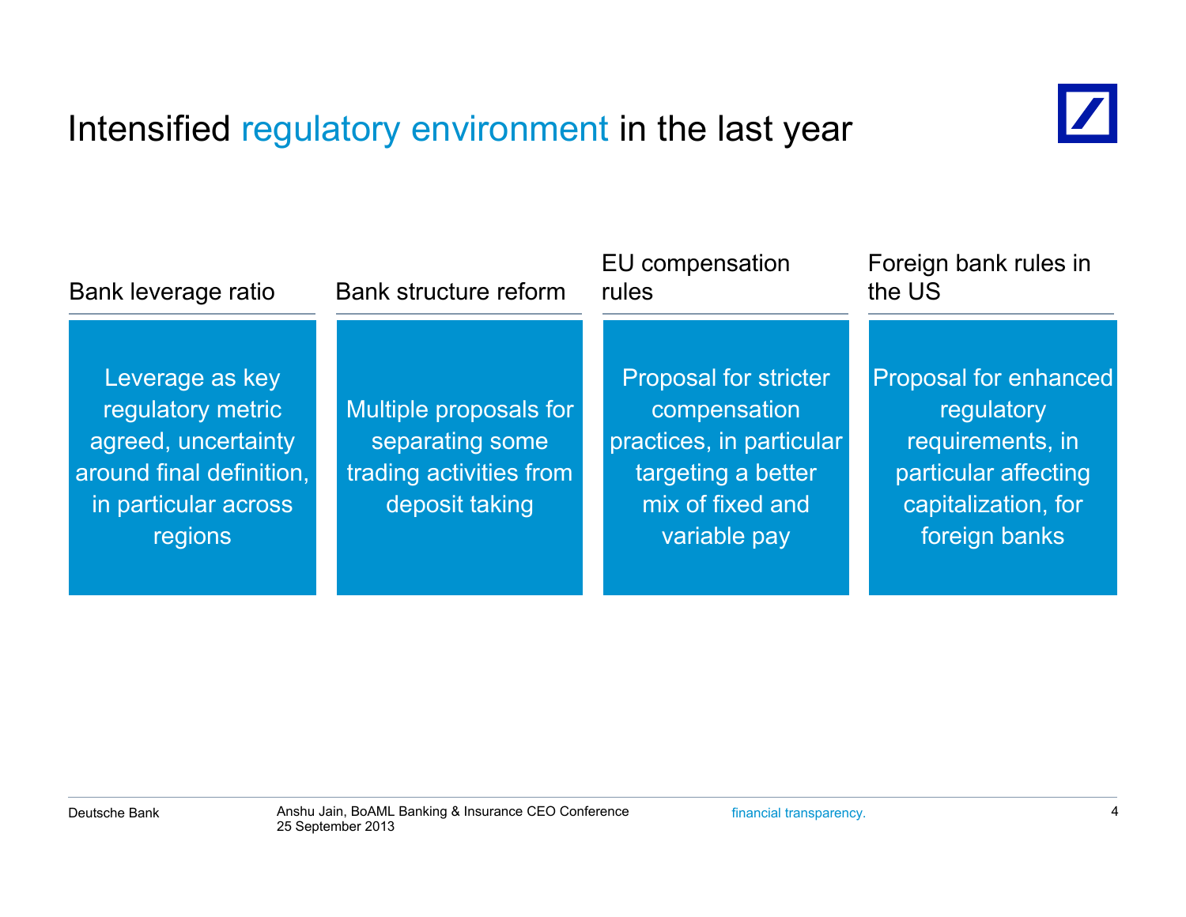# Intensified regulatory environment in the last year

### Bank leverage ratio

Leverage as key regulatory metric agreed, uncertainty around final definition, in particular across regions

### Bank structure reform

Multiple proposals for separating some trading activities from deposit taking

### EU compensation rules

Proposal for stricter compensation practices, in particular targeting a better mix of fixed and variable pay

### Foreign bank rules in the US

Proposal for enhanced regulatory requirements, in particular affecting capitalization, for foreign banks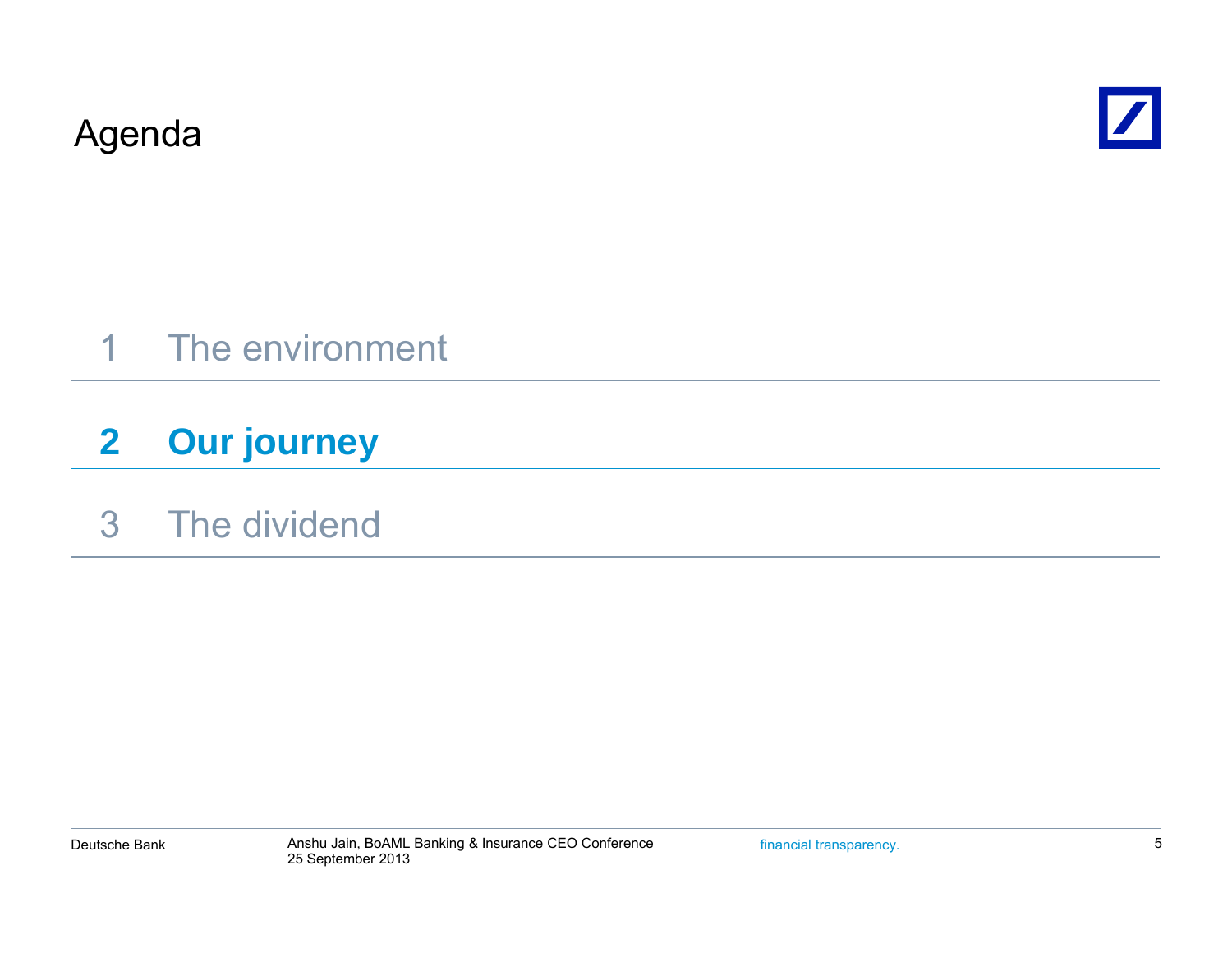# Agenda

1 The environment

**2 Our journey**

3 The dividend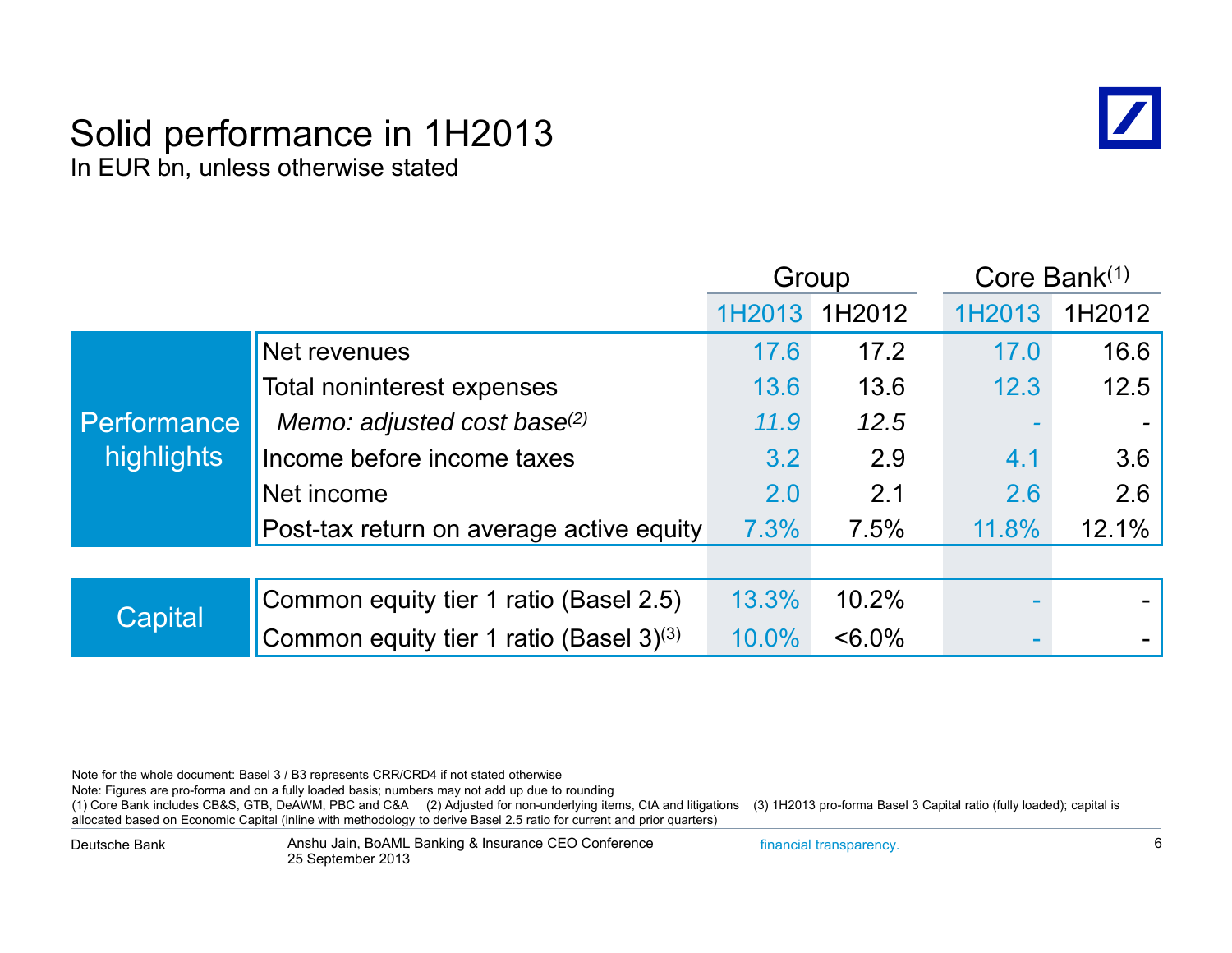# Solid performance in 1H2013

In EUR bn, unless otherwise stated

| | | Group | | Core Bank[1] | |
|---|---|---|---|---|---|
| | | 1H2013 | 1H2012 | 1H2013 | 1H2012 |
| Performance highlights | Net revenues | 17.6 | 17.2 | 17.0 | 16.6 |
| | Total noninterest expenses | 13.6 | 13.6 | 12.3 | 12.5 |
| | *Memo: adjusted cost base[2]* | *11.9* | *12.5* | - | - |
| | Income before income taxes | 3.2 | 2.9 | 4.1 | 3.6 |
| | Net income | 2.0 | 2.1 | 2.6 | 2.6 |
| | Post-tax return on average active equity | 7.3% | 7.5% | 11.8% | 12.1% |
| Capital | Common equity tier 1 ratio (Basel 2.5) | 13.3% | 10.2% | - | - |
| | Common equity tier 1 ratio (Basel 3)[3] | 10.0% | <6.0% | - | - |

Note for the whole document: Basel 3 / B3 represents CRR/CRD4 if not stated otherwise

Note: Figures are pro-forma and on a fully loaded basis; numbers may not add up due to rounding

(1) Core Bank includes CB&S, GTB, DeAWM, PBC and C&A (2) Adjusted for non-underlying items, CtA and litigations (3) 1H2013 pro-forma Basel 3 Capital ratio (fully loaded); capital is allocated based on Economic Capital (inline with methodology to derive Basel 2.5 ratio for current and prior quarters)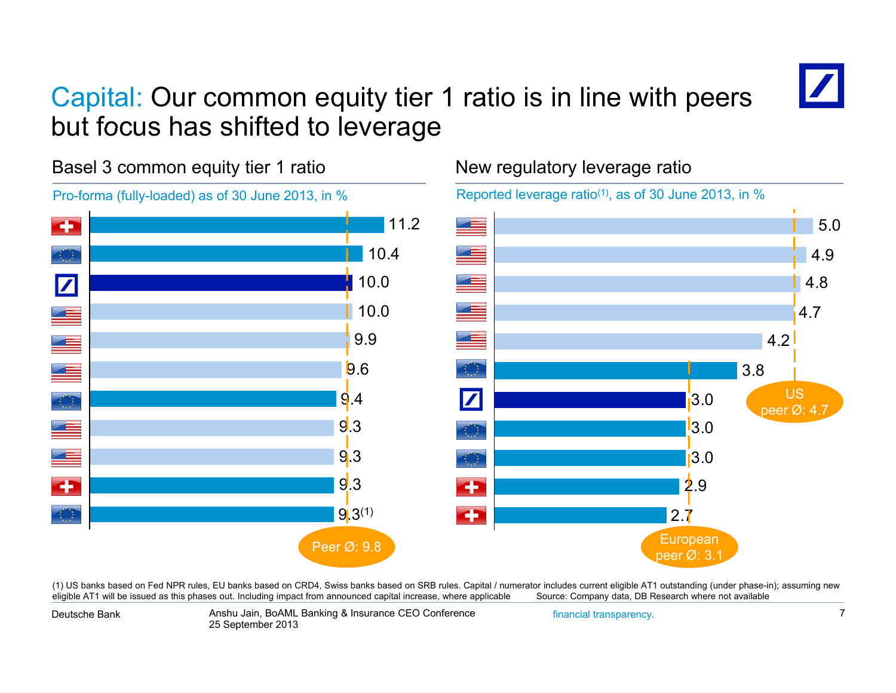# Capital: Our common equity tier 1 ratio is in line with peers but focus has shifted to leverage

## Basel 3 common equity tier 1 ratio

Pro-forma (fully-loaded) as of 30 June 2013, in %

| Bank | Ratio |
|---|---|
| Switzerland | 11.2 |
| EU | 10.4 |
| Deutsche Bank | 10.0 |
| US | 10.0 |
| US | 9.9 |
| US | 9.6 |
| EU | 9.4 |
| US | 9.3 |
| US | 9.3 |
| Switzerland | 9.3 |
| EU | 9.3(1) |

Peer Ø: 9.8

## New regulatory leverage ratio

Reported leverage ratio(1), as of 30 June 2013, in %

| Bank | Ratio |
|---|---|
| US | 5.0 |
| US | 4.9 |
| US | 4.8 |
| US | 4.7 |
| US | 4.2 |
| EU | 3.8 |
| Deutsche Bank | 3.0 |
| EU | 3.0 |
| EU | 3.0 |
| Switzerland | 2.9 |
| Switzerland | 2.7 |

US peer Ø: 4.7

European peer Ø: 3.1

(1) US banks based on Fed NPR rules, EU banks based on CRD4, Swiss banks based on SRB rules. Capital / numerator includes current eligible AT1 outstanding (under phase-in); assuming new eligible AT1 will be issued as this phases out. Including impact from announced capital increase, where applicable Source: Company data, DB Research where not available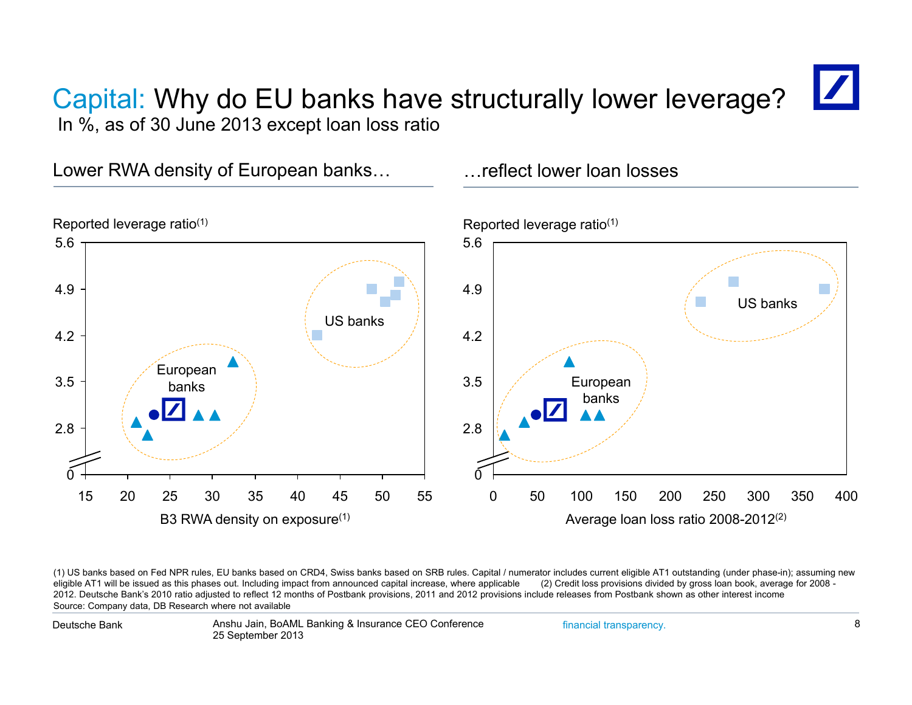# Capital: Why do EU banks have structurally lower leverage?

In %, as of 30 June 2013 except loan loss ratio

## Lower RWA density of European banks…

Reported leverage ratio(1)

5.6
4.9
4.2
3.5
2.8
0

US banks

European banks

15 20 25 30 35 40 45 50 55

B3 RWA density on exposure(1)

## …reflect lower loan losses

Reported leverage ratio(1)

5.6
4.9
4.2
3.5
2.8
0

US banks

European banks

0 50 100 150 200 250 300 350 400

Average loan loss ratio 2008-2012(2)

(1) US banks based on Fed NPR rules, EU banks based on CRD4, Swiss banks based on SRB rules. Capital / numerator includes current eligible AT1 outstanding (under phase-in); assuming new eligible AT1 will be issued as this phases out. Including impact from announced capital increase, where applicable (2) Credit loss provisions divided by gross loan book, average for 2008 - 2012. Deutsche Bank's 2010 ratio adjusted to reflect 12 months of Postbank provisions, 2011 and 2012 provisions include releases from Postbank shown as other interest income

Source: Company data, DB Research where not available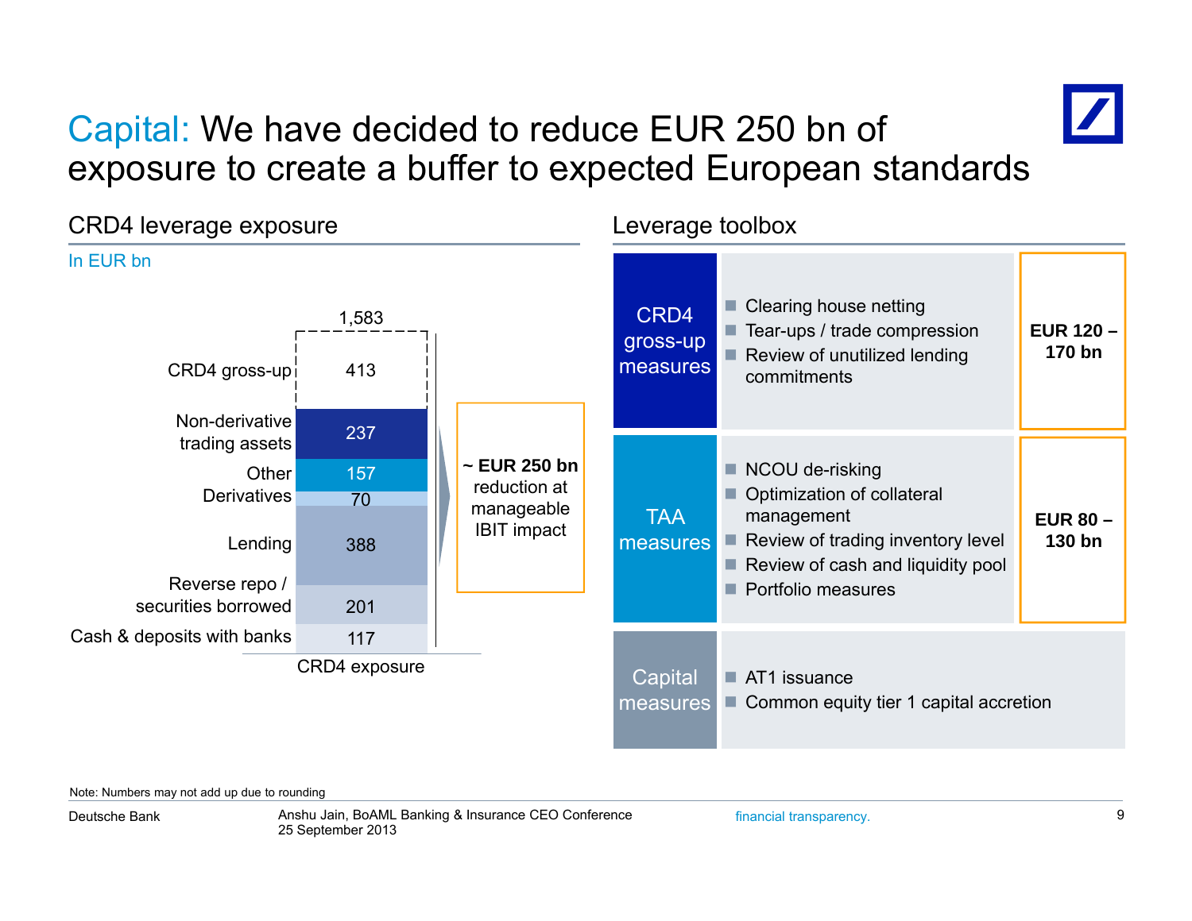# Capital: We have decided to reduce EUR 250 bn of exposure to create a buffer to expected European standards

## CRD4 leverage exposure

In EUR bn

| CRD4 exposure | |
|---|---|
| CRD4 gross-up | 413 |
| Non-derivative trading assets | 237 |
| Other Derivatives | 157 |
| | 70 |
| Lending | 388 |
| Reverse repo / securities borrowed | 201 |
| Cash & deposits with banks | 117 |
| **Total** | **1,583** |

**~ EUR 250 bn** reduction at manageable IBIT impact

## Leverage toolbox

| Measures | Toolbox | Reduction |
|---|---|---|
| CRD4 gross-up measures | Clearing house netting; Tear-ups / trade compression; Review of unutilized lending commitments | **EUR 120 – 170 bn** |
| TAA measures | NCOU de-risking; Optimization of collateral management; Review of trading inventory level; Review of cash and liquidity pool; Portfolio measures | **EUR 80 – 130 bn** |
| Capital measures | AT1 issuance; Common equity tier 1 capital accretion | |

Note: Numbers may not add up due to rounding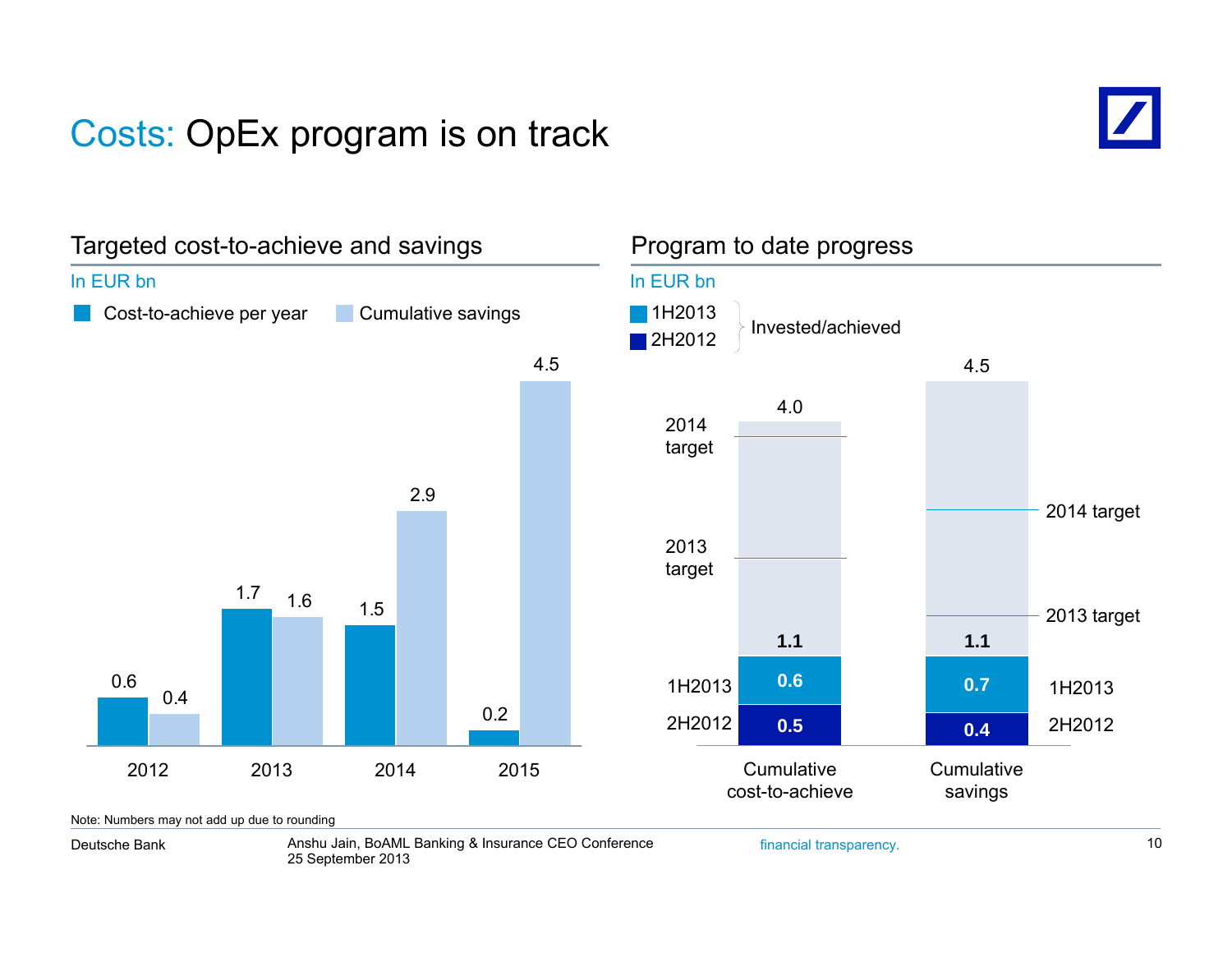# Costs: OpEx program is on track

## Targeted cost-to-achieve and savings

In EUR bn

| | Cost-to-achieve per year | Cumulative savings |
|---|---|---|
| 2012 | 0.6 | 0.4 |
| 2013 | 1.7 | 1.6 |
| 2014 | 1.5 | 2.9 |
| 2015 | 0.2 | 4.5 |

## Program to date progress

In EUR bn

1H2013, 2H2012: Invested/achieved

| | Cumulative cost-to-achieve | Cumulative savings |
|---|---|---|
| 2H2012 | 0.5 | 0.4 |
| 1H2013 | 0.6 | 0.7 |
| Total invested/achieved | 1.1 | 1.1 |
| Total program | 4.0 | 4.5 |

Chart markers: 2013 target, 2014 target shown for both cumulative cost-to-achieve and cumulative savings.

Note: Numbers may not add up due to rounding

Deutsche Bank

Anshu Jain, BoAML Banking & Insurance CEO Conference
25 September 2013

financial transparency.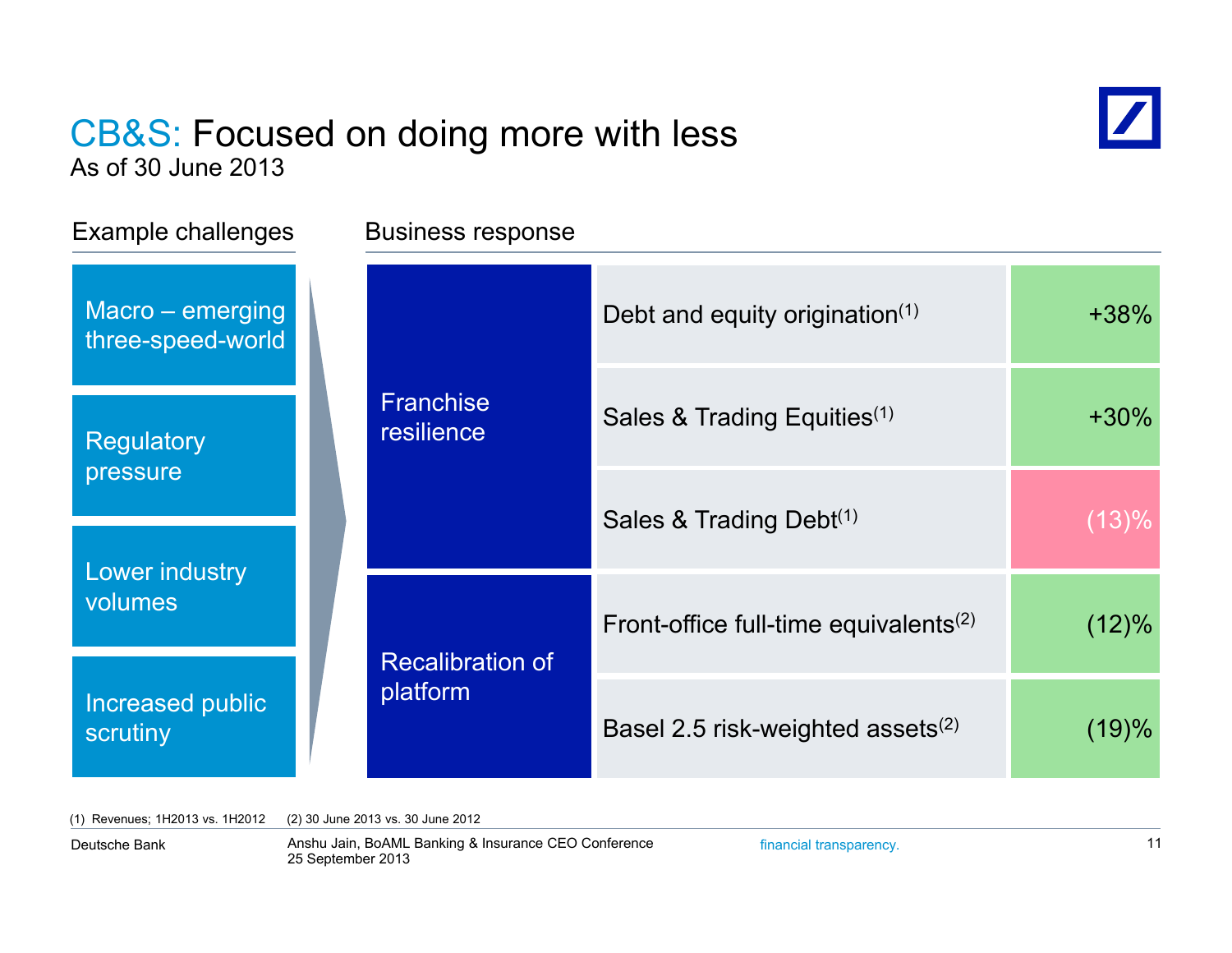# CB&S: Focused on doing more with less

As of 30 June 2013

**Example challenges**

- Macro – emerging three-speed-world
- Regulatory pressure
- Lower industry volumes
- Increased public scrutiny

**Business response**

| | | |
|---|---|---|
| Franchise resilience | Debt and equity origination[1] | +38% |
| | Sales & Trading Equities[1] | +30% |
| | Sales & Trading Debt[1] | (13)% |
| Recalibration of platform | Front-office full-time equivalents[2] | (12)% |
| | Basel 2.5 risk-weighted assets[2] | (19)% |

(1) Revenues; 1H2013 vs. 1H2012 (2) 30 June 2013 vs. 30 June 2012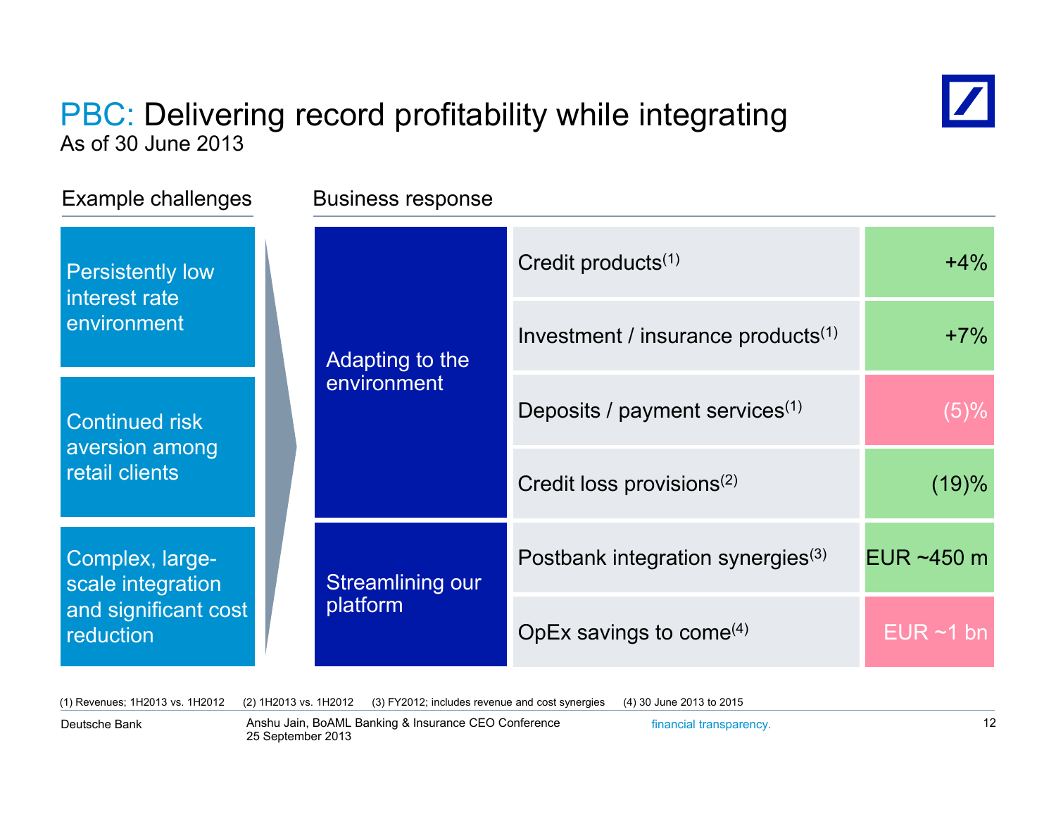# PBC: Delivering record profitability while integrating

As of 30 June 2013

## Example challenges

- Persistently low interest rate environment
- Continued risk aversion among retail clients
- Complex, large-scale integration and significant cost reduction

## Business response

| | | |
|---|---|---|
| Adapting to the environment | Credit products[(1)] | +4% |
| | Investment / insurance products[(1)] | +7% |
| | Deposits / payment services[(1)] | (5)% |
| | Credit loss provisions[(2)] | (19)% |
| Streamlining our platform | Postbank integration synergies[(3)] | EUR ~450 m |
| | OpEx savings to come[(4)] | EUR ~1 bn |

(1) Revenues; 1H2013 vs. 1H2012 (2) 1H2013 vs. 1H2012 (3) FY2012; includes revenue and cost synergies (4) 30 June 2013 to 2015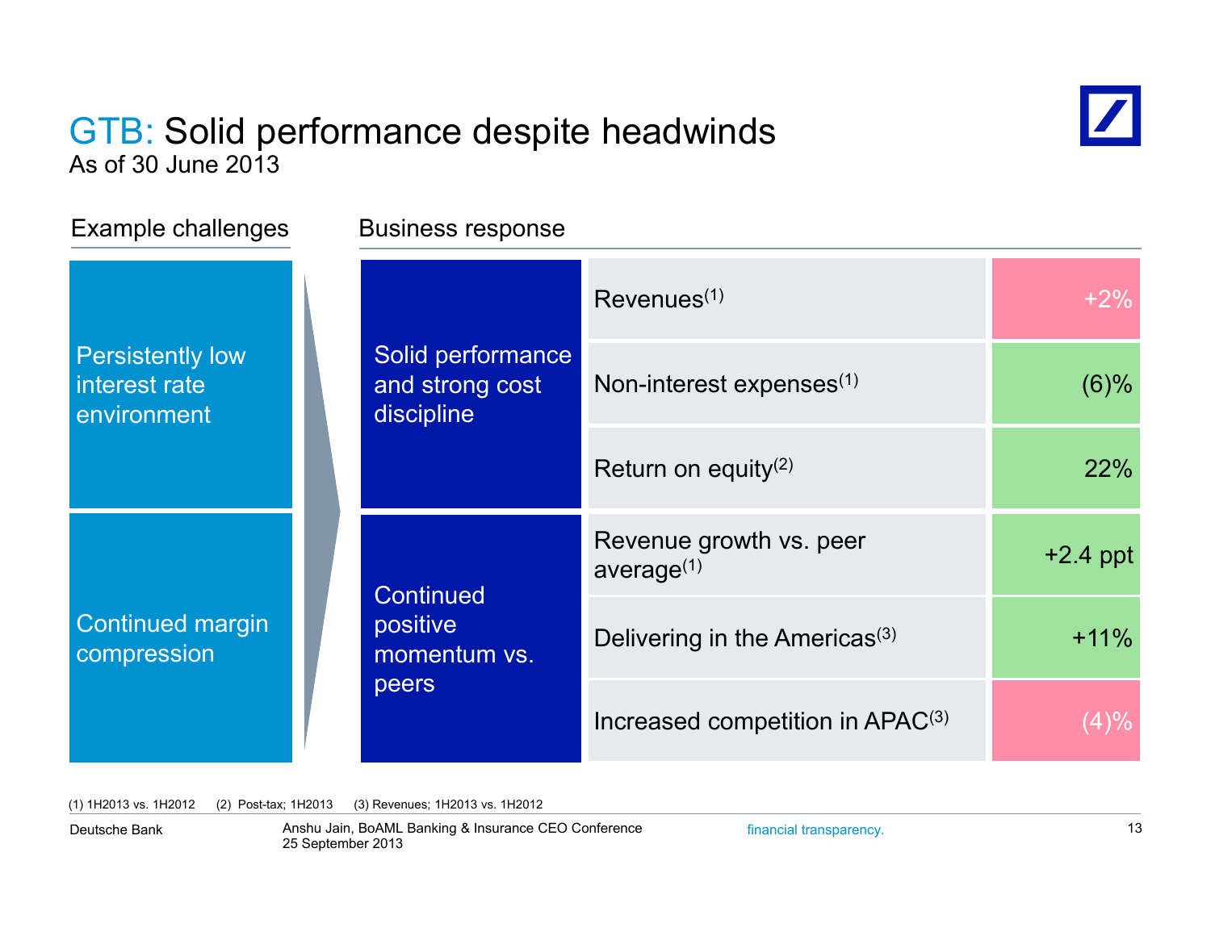# GTB: Solid performance despite headwinds

As of 30 June 2013

**Example challenges**

- Persistently low interest rate environment
- Continued margin compression

**Business response**

| Business response | Metric | Value |
|---|---|---|
| Solid performance and strong cost discipline | Revenues[1] | +2% |
| | Non-interest expenses[1] | (6)% |
| | Return on equity[2] | 22% |
| Continued positive momentum vs. peers | Revenue growth vs. peer average[1] | +2.4 ppt |
| | Delivering in the Americas[3] | +11% |
| | Increased competition in APAC[3] | (4)% |

(1) 1H2013 vs. 1H2012 (2) Post-tax; 1H2013 (3) Revenues; 1H2013 vs. 1H2012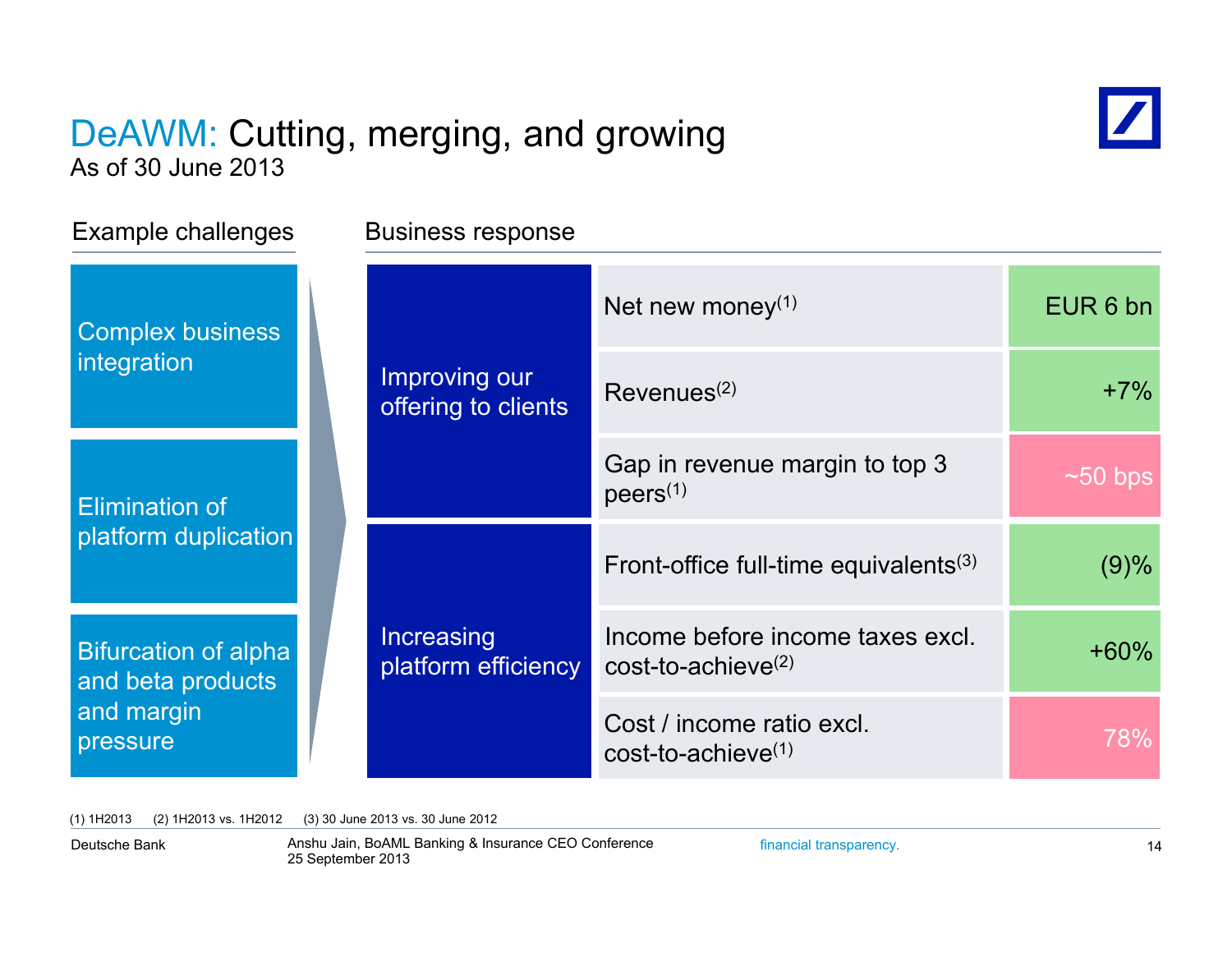# DeAWM: Cutting, merging, and growing

As of 30 June 2013

**Example challenges**

- Complex business integration
- Elimination of platform duplication
- Bifurcation of alpha and beta products and margin pressure

**Business response**

| | | |
|---|---|---|
| Improving our offering to clients | Net new money(1) | EUR 6 bn |
| | Revenues(2) | +7% |
| | Gap in revenue margin to top 3 peers(1) | ~50 bps |
| Increasing platform efficiency | Front-office full-time equivalents(3) | (9)% |
| | Income before income taxes excl. cost-to-achieve(2) | +60% |
| | Cost / income ratio excl. cost-to-achieve(1) | 78% |

(1) 1H2013 (2) 1H2013 vs. 1H2012 (3) 30 June 2013 vs. 30 June 2012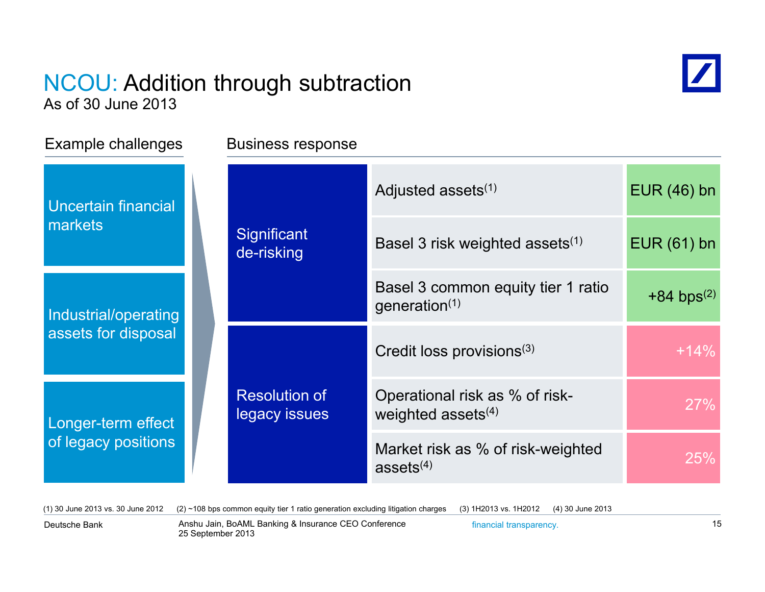# NCOU: Addition through subtraction

As of 30 June 2013

| Example challenges | Business response | | |
|---|---|---|---|
| Uncertain financial markets | Significant de-risking | Adjusted assets[1] | EUR (46) bn |
| Industrial/operating assets for disposal | | Basel 3 risk weighted assets[1] | EUR (61) bn |
| Longer-term effect of legacy positions | | Basel 3 common equity tier 1 ratio generation[1] | +84 bps[2] |
| | Resolution of legacy issues | Credit loss provisions[3] | +14% |
| | | Operational risk as % of risk-weighted assets[4] | 27% |
| | | Market risk as % of risk-weighted assets[4] | 25% |

(1) 30 June 2013 vs. 30 June 2012 (2) ~108 bps common equity tier 1 ratio generation excluding litigation charges (3) 1H2013 vs. 1H2012 (4) 30 June 2013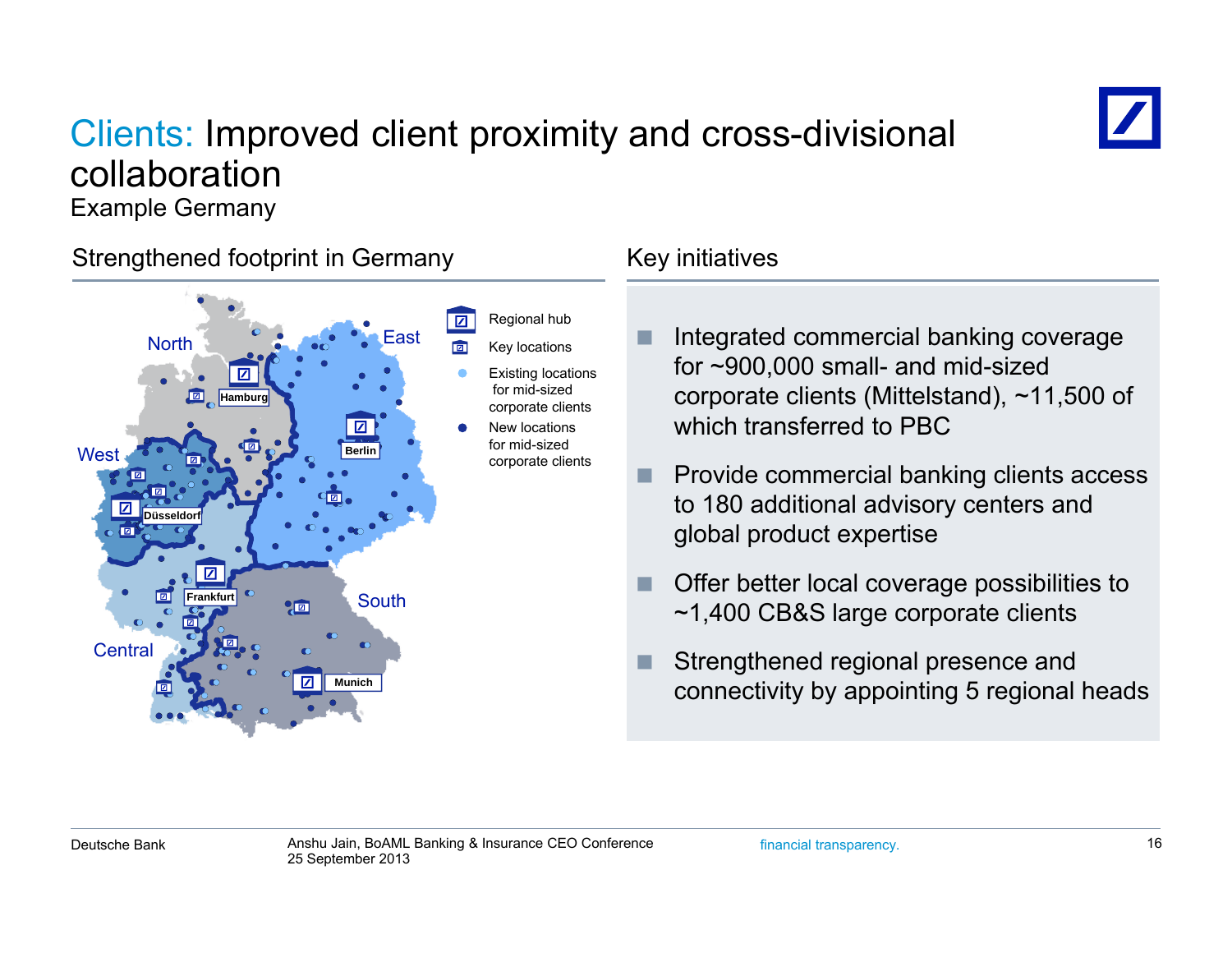# Clients: Improved client proximity and cross-divisional collaboration

Example Germany

## Strengthened footprint in Germany

North | East | West | Central | South

Hamburg | Berlin | Düsseldorf | Frankfurt | Munich

- Regional hub
- Key locations
- Existing locations for mid-sized corporate clients
- New locations for mid-sized corporate clients

## Key initiatives

- Integrated commercial banking coverage for ~900,000 small- and mid-sized corporate clients (Mittelstand), ~11,500 of which transferred to PBC
- Provide commercial banking clients access to 180 additional advisory centers and global product expertise
- Offer better local coverage possibilities to ~1,400 CB&S large corporate clients
- Strengthened regional presence and connectivity by appointing 5 regional heads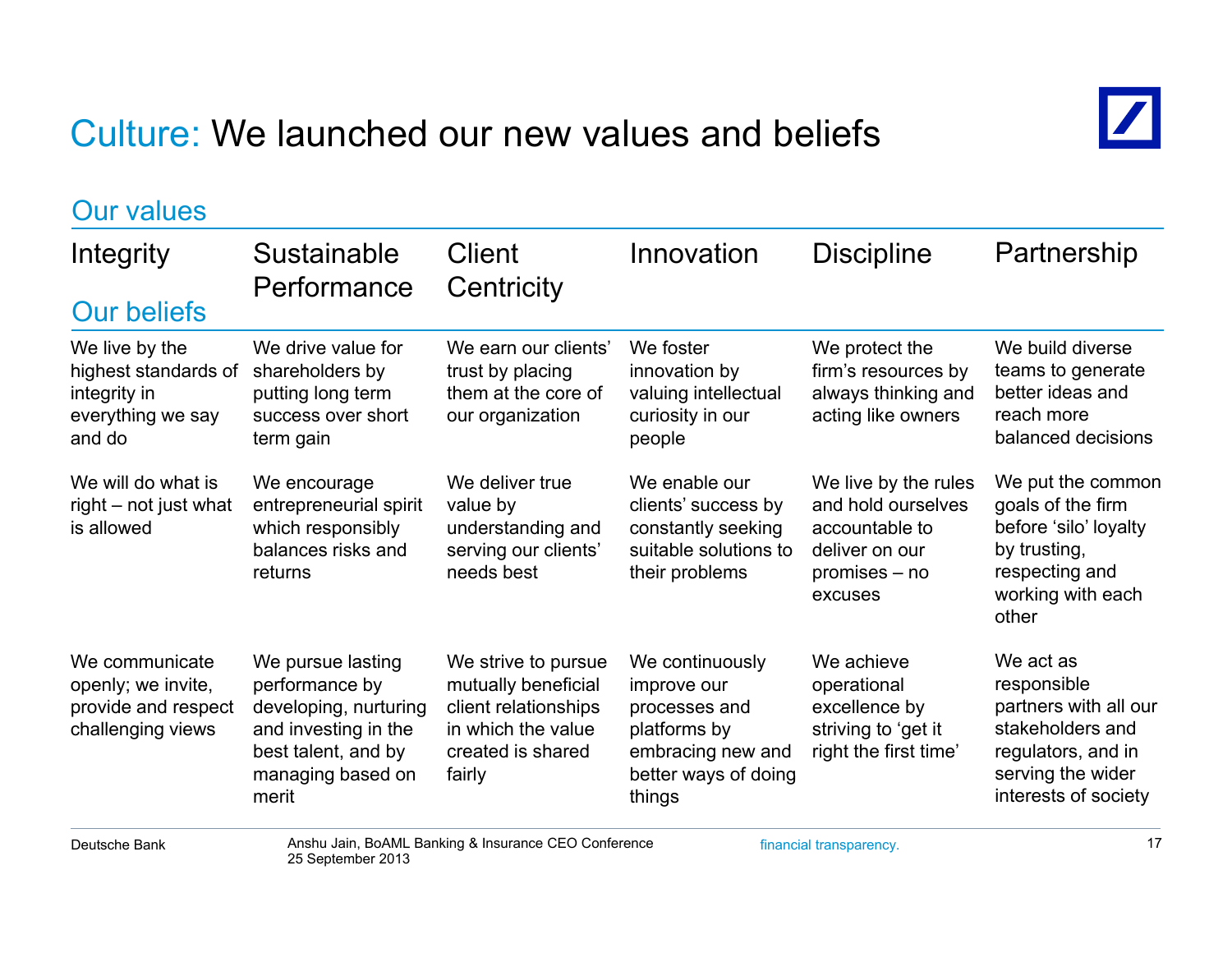# Culture: We launched our new values and beliefs

## Our values

| Integrity | Sustainable Performance | Client Centricity | Innovation | Discipline | Partnership |
|---|---|---|---|---|---|
| **Our beliefs** | | | | | |
| We live by the highest standards of integrity in everything we say and do | We drive value for shareholders by putting long term success over short term gain | We earn our clients' trust by placing them at the core of our organization | We foster innovation by valuing intellectual curiosity in our people | We protect the firm's resources by always thinking and acting like owners | We build diverse teams to generate better ideas and reach more balanced decisions |
| We will do what is right – not just what is allowed | We encourage entrepreneurial spirit which responsibly balances risks and returns | We deliver true value by understanding and serving our clients' needs best | We enable our clients' success by constantly seeking suitable solutions to their problems | We live by the rules and hold ourselves accountable to deliver on our promises – no excuses | We put the common goals of the firm before 'silo' loyalty by trusting, respecting and working with each other |
| We communicate openly; we invite, provide and respect challenging views | We pursue lasting performance by developing, nurturing and investing in the best talent, and by managing based on merit | We strive to pursue mutually beneficial client relationships in which the value created is shared fairly | We continuously improve our processes and platforms by embracing new and better ways of doing things | We achieve operational excellence by striving to 'get it right the first time' | We act as responsible partners with all our stakeholders and regulators, and in serving the wider interests of society |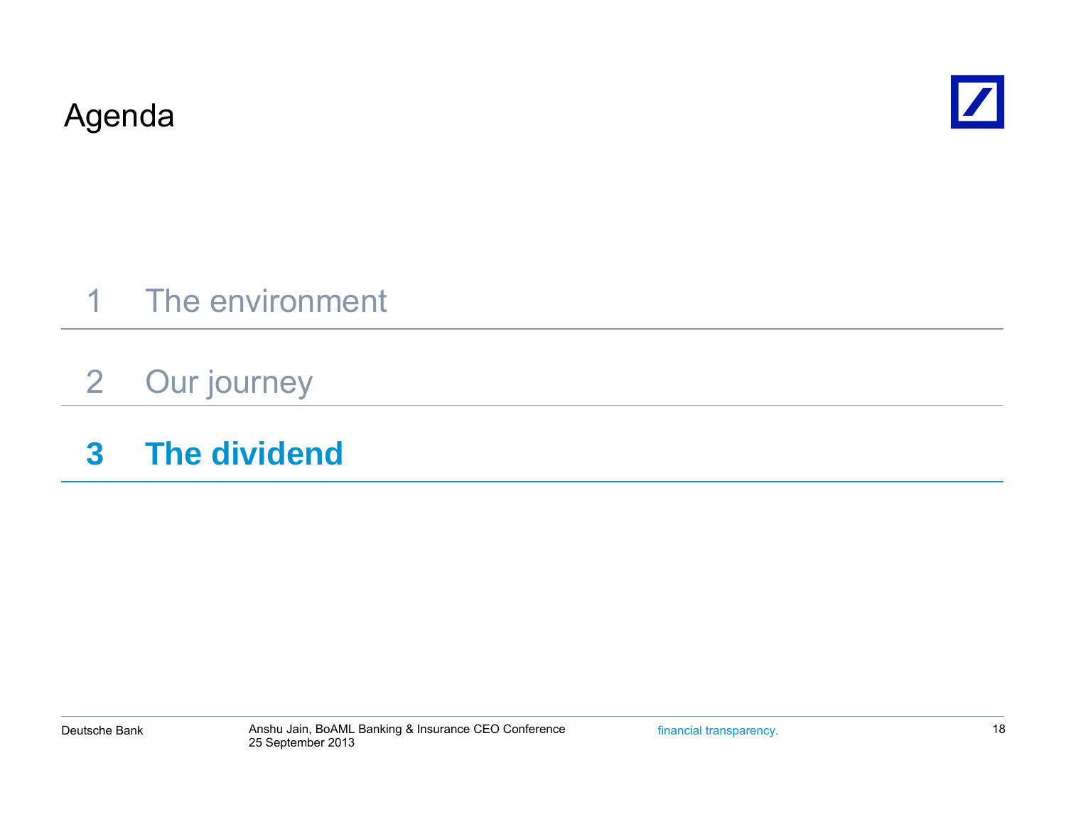# Agenda

1 The environment

2 Our journey

**3 The dividend**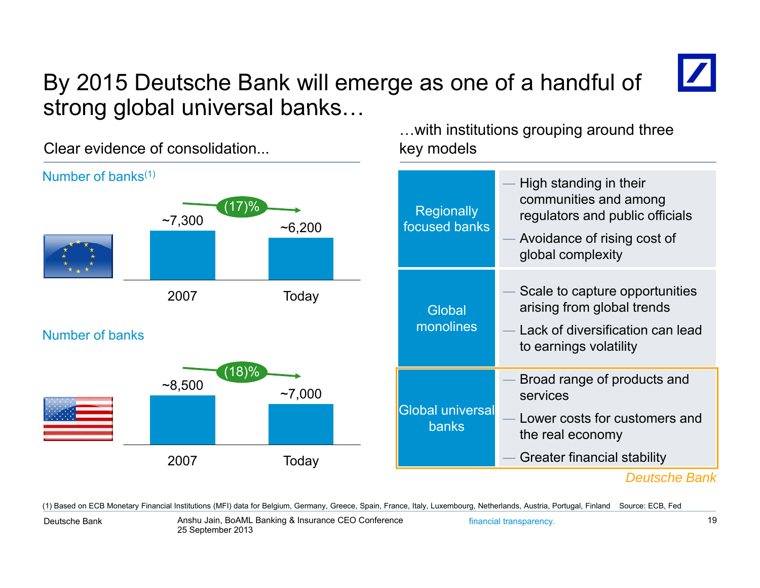# By 2015 Deutsche Bank will emerge as one of a handful of strong global universal banks…

## Clear evidence of consolidation...

**Number of banks[1]** (EU)

| | 2007 | Today |
|---|---|---|
| Number of banks | ~7,300 | ~6,200 |

Change: (17)%

**Number of banks** (US)

| | 2007 | Today |
|---|---|---|
| Number of banks | ~8,500 | ~7,000 |

Change: (18)%

## …with institutions grouping around three key models

| Model | Characteristics |
|---|---|
| Regionally focused banks | — High standing in their communities and among regulators and public officials<br>— Avoidance of rising cost of global complexity |
| Global monolines | — Scale to capture opportunities arising from global trends<br>— Lack of diversification can lead to earnings volatility |
| Global universal banks | — Broad range of products and services<br>— Lower costs for customers and the real economy<br>— Greater financial stability |

*Deutsche Bank*

(1) Based on ECB Monetary Financial Institutions (MFI) data for Belgium, Germany, Greece, Spain, France, Italy, Luxembourg, Netherlands, Austria, Portugal, Finland Source: ECB, Fed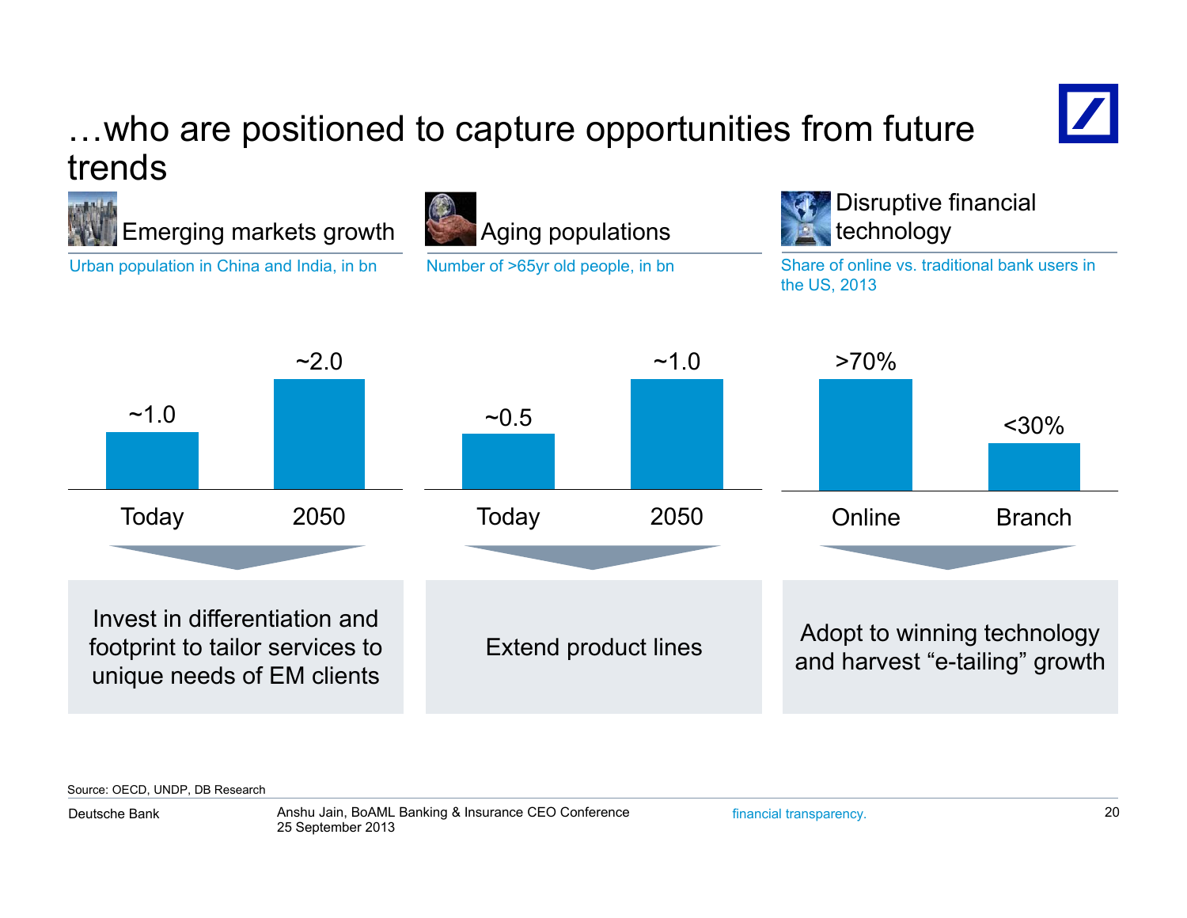# …who are positioned to capture opportunities from future trends

## Emerging markets growth

Urban population in China and India, in bn

| Today | 2050 |
|---|---|
| ~1.0 | ~2.0 |

Invest in differentiation and footprint to tailor services to unique needs of EM clients

## Aging populations

Number of >65yr old people, in bn

| Today | 2050 |
|---|---|
| ~0.5 | ~1.0 |

Extend product lines

## Disruptive financial technology

Share of online vs. traditional bank users in the US, 2013

| Online | Branch |
|---|---|
| >70% | <30% |

Adopt to winning technology and harvest “e-tailing” growth

Source: OECD, UNDP, DB Research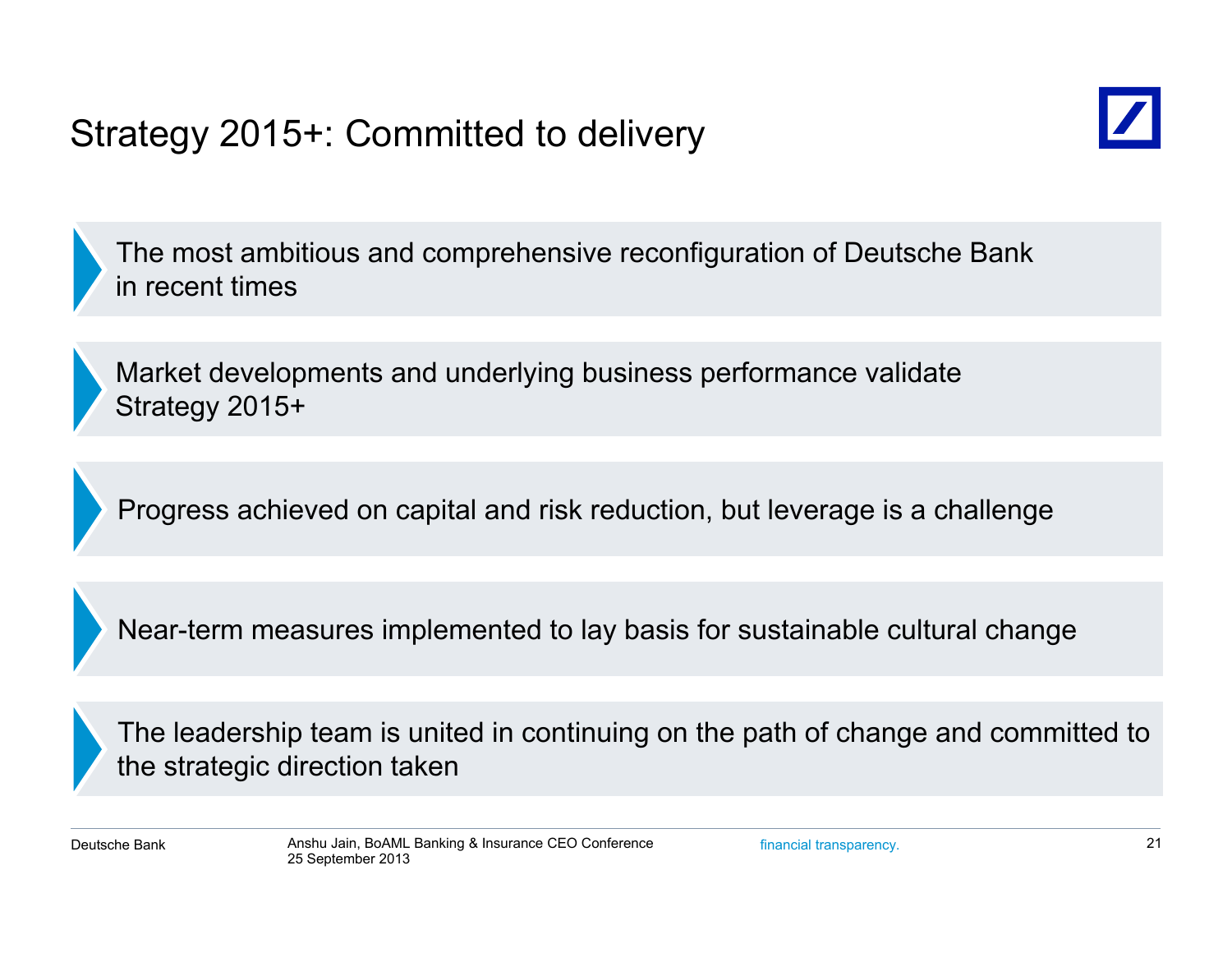# Strategy 2015+: Committed to delivery

- The most ambitious and comprehensive reconfiguration of Deutsche Bank in recent times
- Market developments and underlying business performance validate Strategy 2015+
- Progress achieved on capital and risk reduction, but leverage is a challenge
- Near-term measures implemented to lay basis for sustainable cultural change
- The leadership team is united in continuing on the path of change and committed to the strategic direction taken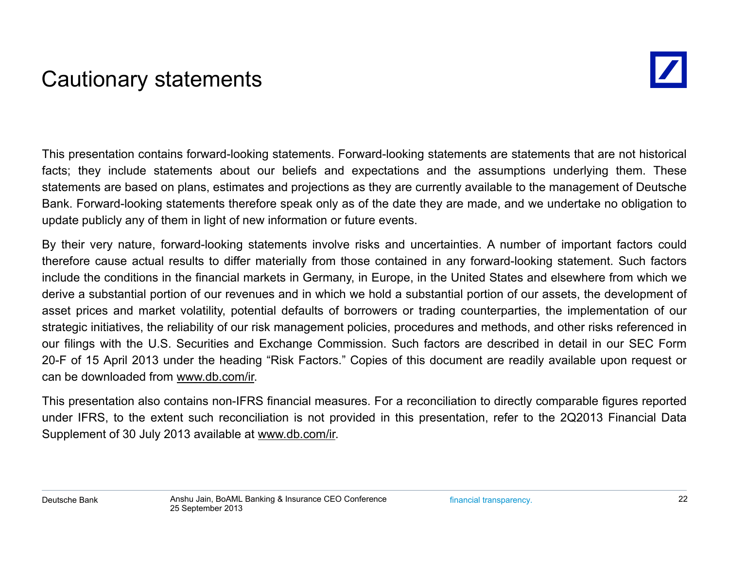# Cautionary statements

This presentation contains forward-looking statements. Forward-looking statements are statements that are not historical facts; they include statements about our beliefs and expectations and the assumptions underlying them. These statements are based on plans, estimates and projections as they are currently available to the management of Deutsche Bank. Forward-looking statements therefore speak only as of the date they are made, and we undertake no obligation to update publicly any of them in light of new information or future events.

By their very nature, forward-looking statements involve risks and uncertainties. A number of important factors could therefore cause actual results to differ materially from those contained in any forward-looking statement. Such factors include the conditions in the financial markets in Germany, in Europe, in the United States and elsewhere from which we derive a substantial portion of our revenues and in which we hold a substantial portion of our assets, the development of asset prices and market volatility, potential defaults of borrowers or trading counterparties, the implementation of our strategic initiatives, the reliability of our risk management policies, procedures and methods, and other risks referenced in our filings with the U.S. Securities and Exchange Commission. Such factors are described in detail in our SEC Form 20-F of 15 April 2013 under the heading "Risk Factors." Copies of this document are readily available upon request or can be downloaded from www.db.com/ir.

This presentation also contains non-IFRS financial measures. For a reconciliation to directly comparable figures reported under IFRS, to the extent such reconciliation is not provided in this presentation, refer to the 2Q2013 Financial Data Supplement of 30 July 2013 available at www.db.com/ir.